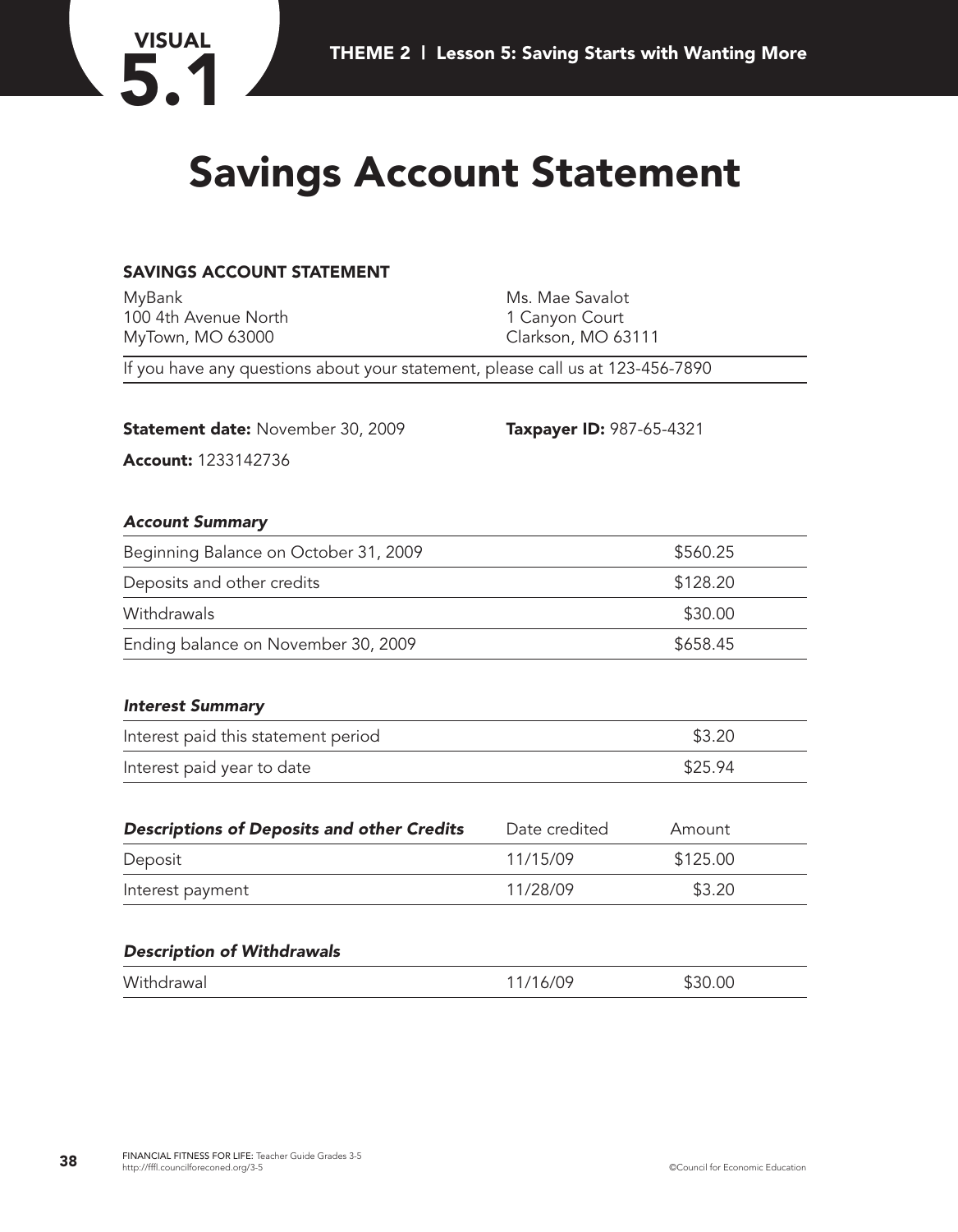# Visual 5.1

# Savings Account Statement

## SAVINGS ACCOUNT STATEMENT

MyBank
100 4th Avenue North
MyTown, MO 63000

Ms. Mae Savalot
1 Canyon Court
Clarkson, MO 63111

If you have any questions about your statement, please call us at 123-456-7890

**Statement date:** November 30, 2009

**Taxpayer ID:** 987-65-4321

**Account:** 1233142736

| ***Account Summary*** | |
|---|---|
| Beginning Balance on October 31, 2009 | $560.25 |
| Deposits and other credits | $128.20 |
| Withdrawals | $30.00 |
| Ending balance on November 30, 2009 | $658.45 |

| ***Interest Summary*** | |
|---|---|
| Interest paid this statement period | $3.20 |
| Interest paid year to date | $25.94 |

| ***Descriptions of Deposits and other Credits*** | Date credited | Amount |
|---|---|---|
| Deposit | 11/15/09 | $125.00 |
| Interest payment | 11/28/09 | $3.20 |

| ***Description of Withdrawals*** | | |
|---|---|---|
| Withdrawal | 11/16/09 | $30.00 |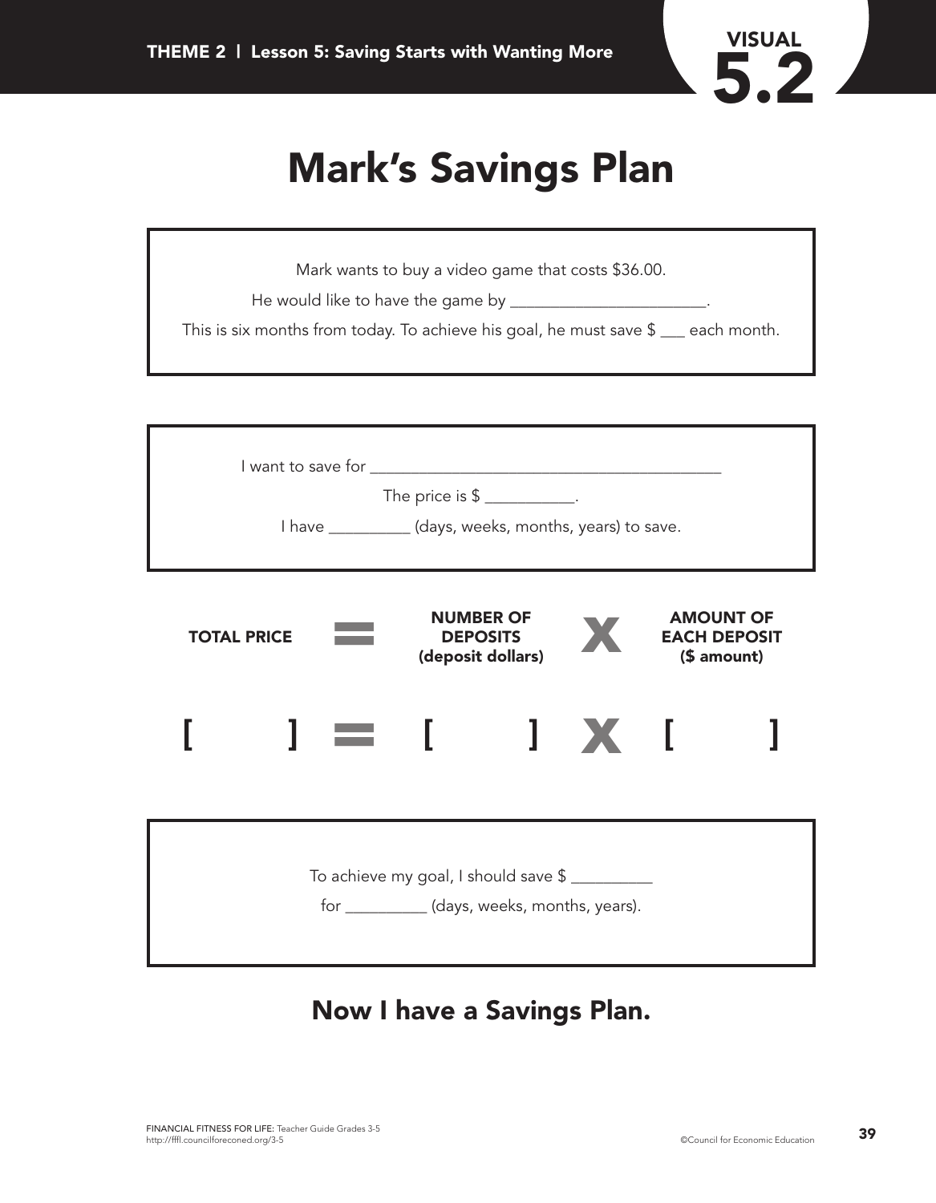# Mark's Savings Plan

Mark wants to buy a video game that costs $36.00.

He would like to have the game by ________________________.

This is six months from today. To achieve his goal, he must save $ ___ each month.

I want to save for ___________________________________________

The price is $ ___________.

I have __________ (days, weeks, months, years) to save.

| TOTAL PRICE | = | NUMBER OF DEPOSITS (deposit dollars) | X | AMOUNT OF EACH DEPOSIT ($ amount) |
|---|---|---|---|---|
| [ ] | = | [ ] | X | [ ] |

To achieve my goal, I should save $ __________

for __________ (days, weeks, months, years).

## Now I have a Savings Plan.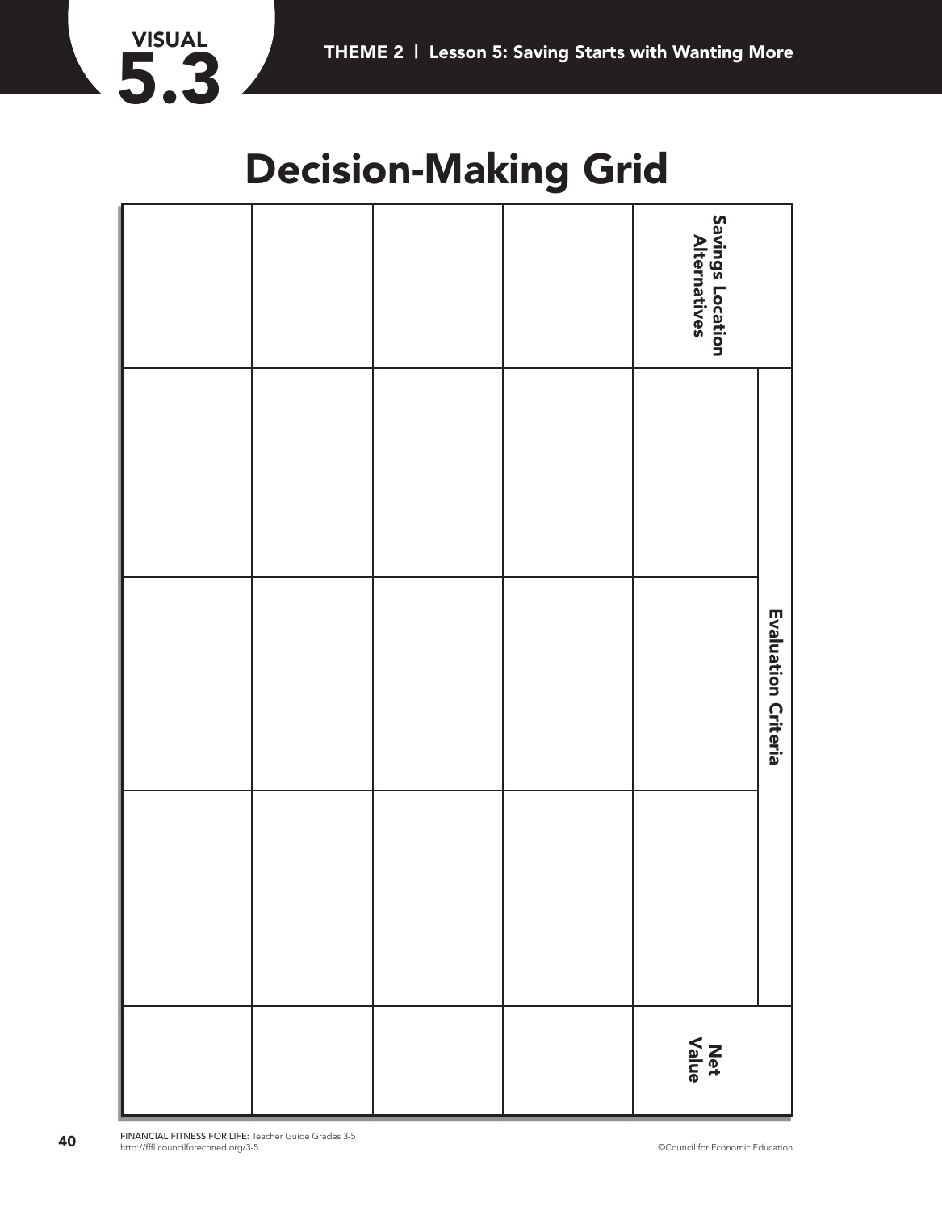# VISUAL 5.3

## THEME 2 | Lesson 5: Saving Starts with Wanting More

# Decision-Making Grid

| Savings Location Alternatives | Evaluation Criteria | | | Net Value |
|---|---|---|---|---|
| | | | | |
| | | | | |
| | | | | |
| | | | | |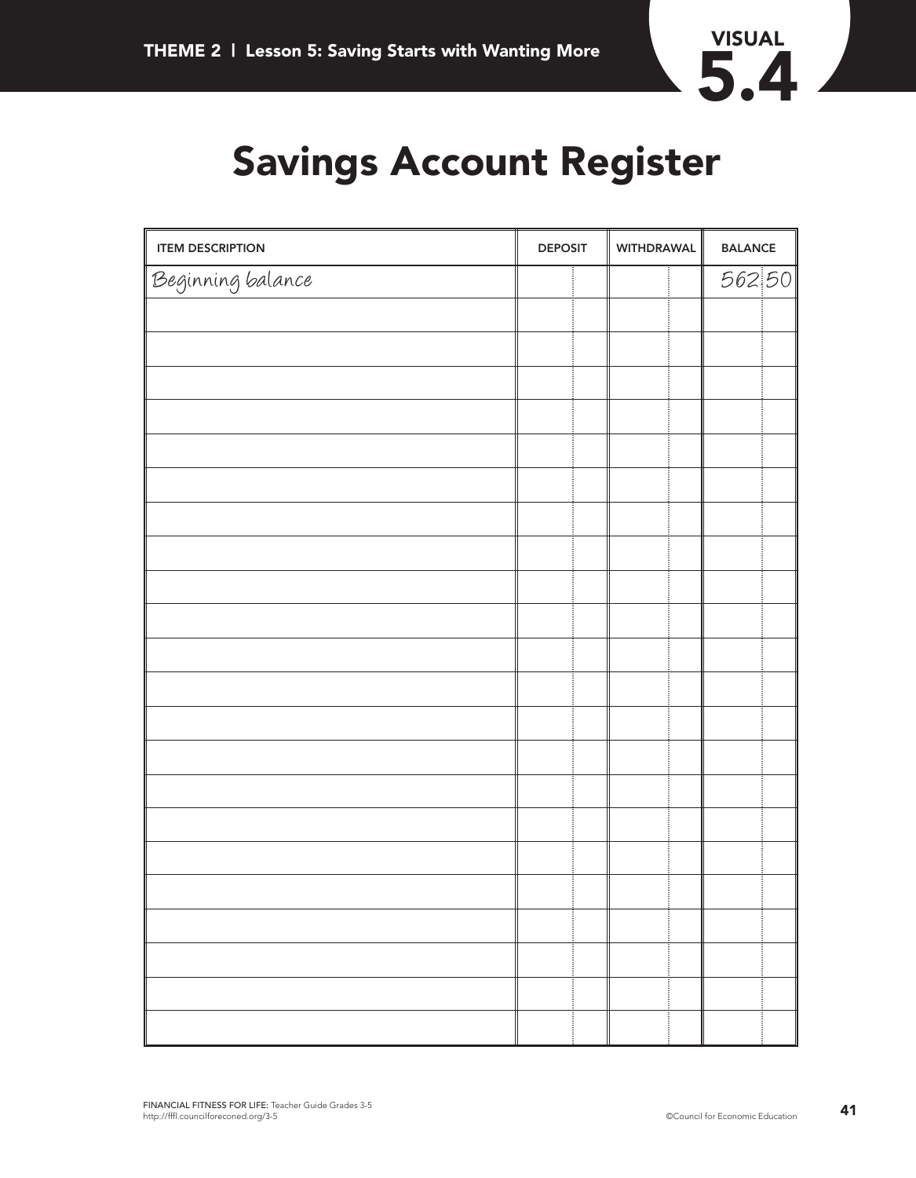VISUAL 5.4

# Savings Account Register

| ITEM DESCRIPTION | DEPOSIT | WITHDRAWAL | BALANCE |
|---|---|---|---|
| Beginning balance | | | 562.50 |
| | | | |
| | | | |
| | | | |
| | | | |
| | | | |
| | | | |
| | | | |
| | | | |
| | | | |
| | | | |
| | | | |
| | | | |
| | | | |
| | | | |
| | | | |
| | | | |
| | | | |
| | | | |
| | | | |
| | | | |
| | | | |
| | | | |
| | | | |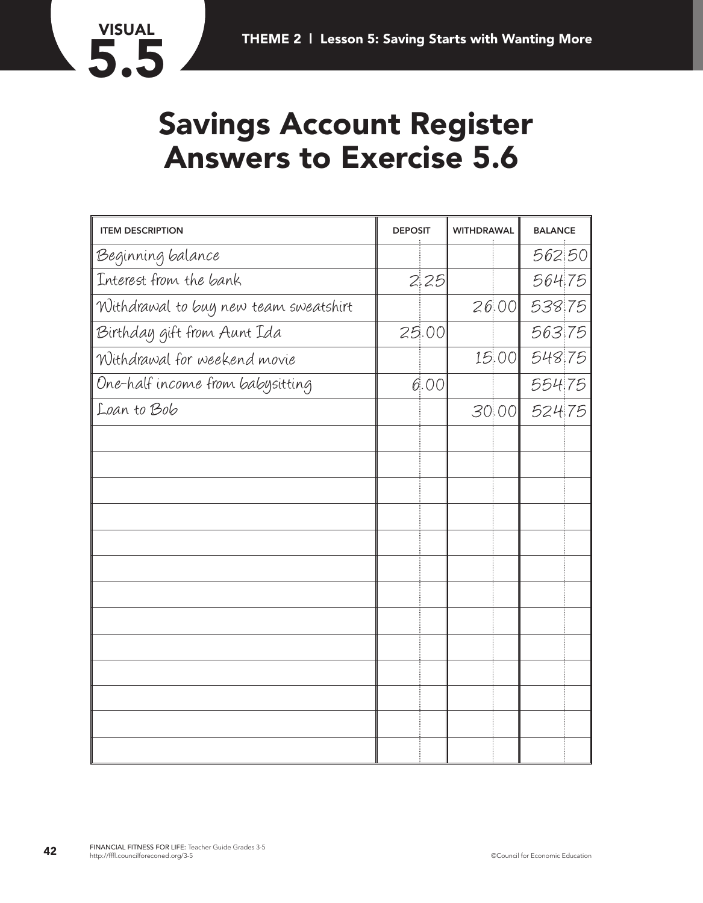VISUAL 5.5

THEME 2 | Lesson 5: Saving Starts with Wanting More

# Savings Account Register
# Answers to Exercise 5.6

| ITEM DESCRIPTION | DEPOSIT | WITHDRAWAL | BALANCE |
|---|---|---|---|
| Beginning balance | | | 562.50 |
| Interest from the bank | 2.25 | | 564.75 |
| Withdrawal to buy new team sweatshirt | | 26.00 | 538.75 |
| Birthday gift from Aunt Ida | 25.00 | | 563.75 |
| Withdrawal for weekend movie | | 15.00 | 548.75 |
| One-half income from babysitting | 6.00 | | 554.75 |
| Loan to Bob | | 30.00 | 524.75 |
| | | | |
| | | | |
| | | | |
| | | | |
| | | | |
| | | | |
| | | | |
| | | | |
| | | | |
| | | | |
| | | | |
| | | | |